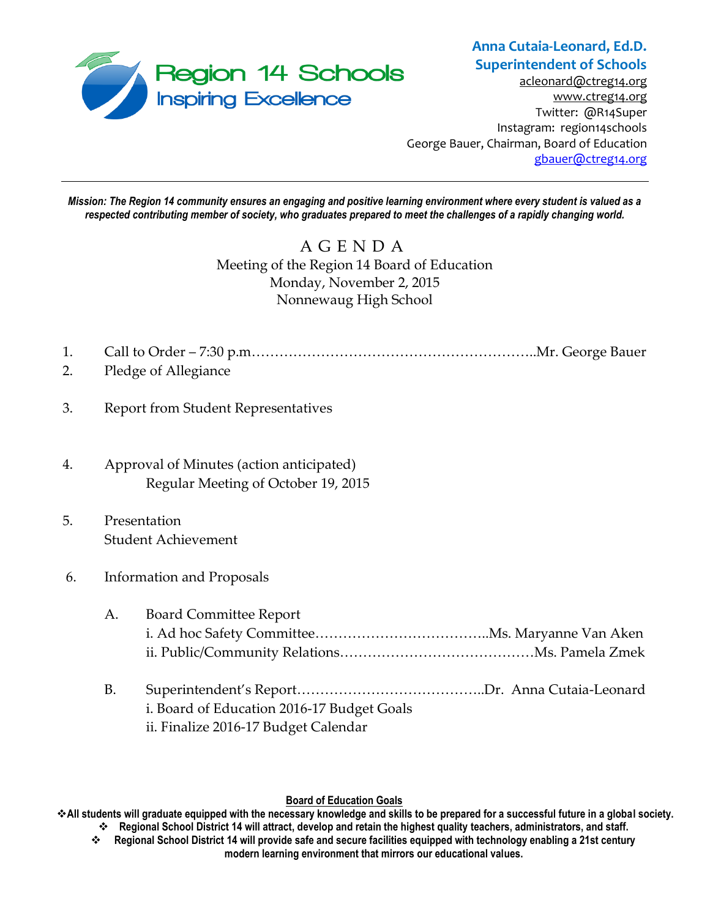Region 14 Schools
Inspiring Excellence

**Anna Cutaia-Leonard, Ed.D.**
**Superintendent of Schools**
acleonard@ctreg14.org
www.ctreg14.org
Twitter: @R14Super
Instagram: region14schools
George Bauer, Chairman, Board of Education
gbauer@ctreg14.org

---

***Mission: The Region 14 community ensures an engaging and positive learning environment where every student is valued as a respected contributing member of society, who graduates prepared to meet the challenges of a rapidly changing world.***

# A G E N D A

Meeting of the Region 14 Board of Education
Monday, November 2, 2015
Nonnewaug High School

1. Call to Order – 7:30 p.m……………………………………………………..Mr. George Bauer
2. Pledge of Allegiance
3. Report from Student Representatives
4. Approval of Minutes (action anticipated)
   Regular Meeting of October 19, 2015
5. Presentation
   Student Achievement
6. Information and Proposals
   A. Board Committee Report
      i. Ad hoc Safety Committee………………………………..Ms. Maryanne Van Aken
      ii. Public/Community Relations……………………………………Ms. Pamela Zmek
   B. Superintendent's Report…………………………………..Dr. Anna Cutaia-Leonard
      i. Board of Education 2016-17 Budget Goals
      ii. Finalize 2016-17 Budget Calendar

**Board of Education Goals**

- **All students will graduate equipped with the necessary knowledge and skills to be prepared for a successful future in a global society.**
- **Regional School District 14 will attract, develop and retain the highest quality teachers, administrators, and staff.**
- **Regional School District 14 will provide safe and secure facilities equipped with technology enabling a 21st century modern learning environment that mirrors our educational values.**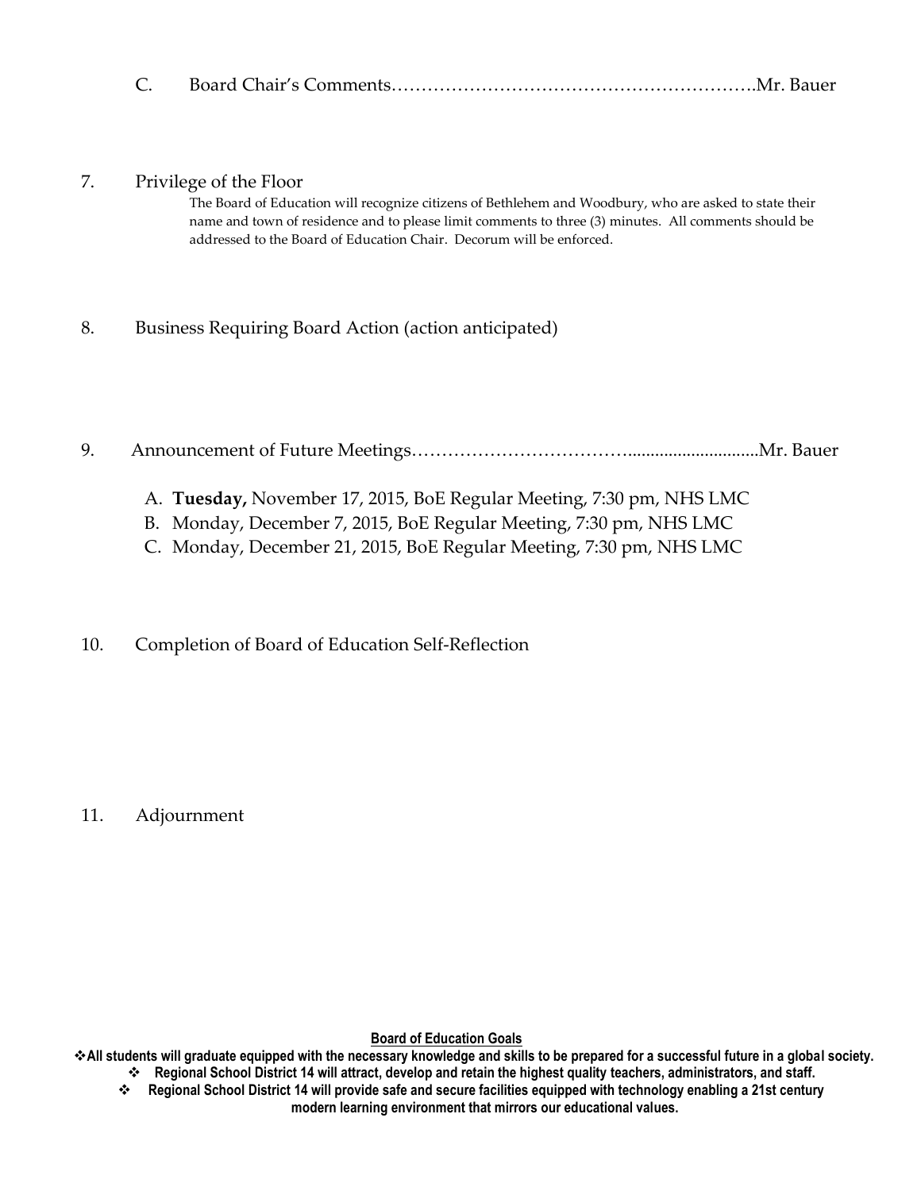C. Board Chair's Comments……………………………………………………..Mr. Bauer

7. Privilege of the Floor

   The Board of Education will recognize citizens of Bethlehem and Woodbury, who are asked to state their name and town of residence and to please limit comments to three (3) minutes. All comments should be addressed to the Board of Education Chair. Decorum will be enforced.

8. Business Requiring Board Action (action anticipated)

9. Announcement of Future Meetings……………………………..............................Mr. Bauer

   A. **Tuesday,** November 17, 2015, BoE Regular Meeting, 7:30 pm, NHS LMC
   B. Monday, December 7, 2015, BoE Regular Meeting, 7:30 pm, NHS LMC
   C. Monday, December 21, 2015, BoE Regular Meeting, 7:30 pm, NHS LMC

10. Completion of Board of Education Self-Reflection

11. Adjournment

**Board of Education Goals**

- **All students will graduate equipped with the necessary knowledge and skills to be prepared for a successful future in a global society.**
- **Regional School District 14 will attract, develop and retain the highest quality teachers, administrators, and staff.**
- **Regional School District 14 will provide safe and secure facilities equipped with technology enabling a 21st century modern learning environment that mirrors our educational values.**